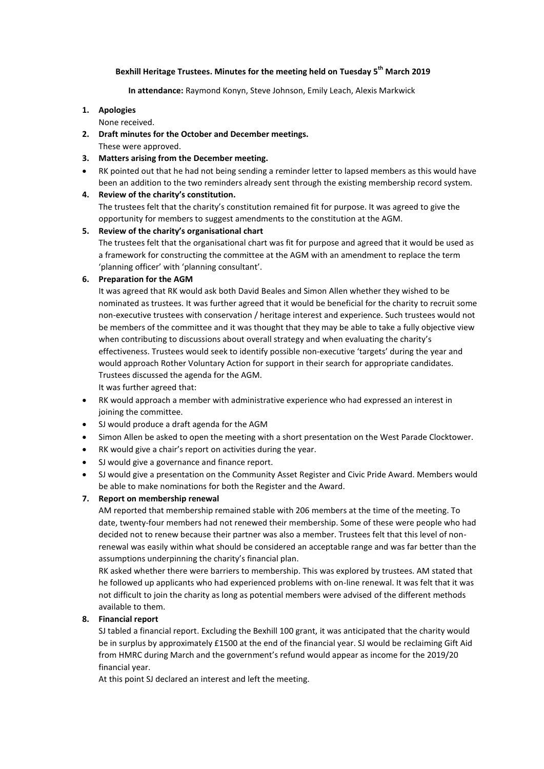**Bexhill Heritage Trustees. Minutes for the meeting held on Tuesday 5th March 2019**

**In attendance:** Raymond Konyn, Steve Johnson, Emily Leach, Alexis Markwick

1. **Apologies**
   None received.
2. **Draft minutes for the October and December meetings.**
   These were approved.
3. **Matters arising from the December meeting.**

- RK pointed out that he had not being sending a reminder letter to lapsed members as this would have been an addition to the two reminders already sent through the existing membership record system.

4. **Review of the charity's constitution.**
   The trustees felt that the charity's constitution remained fit for purpose. It was agreed to give the opportunity for members to suggest amendments to the constitution at the AGM.
5. **Review of the charity's organisational chart**
   The trustees felt that the organisational chart was fit for purpose and agreed that it would be used as a framework for constructing the committee at the AGM with an amendment to replace the term 'planning officer' with 'planning consultant'.
6. **Preparation for the AGM**
   It was agreed that RK would ask both David Beales and Simon Allen whether they wished to be nominated as trustees. It was further agreed that it would be beneficial for the charity to recruit some non-executive trustees with conservation / heritage interest and experience. Such trustees would not be members of the committee and it was thought that they may be able to take a fully objective view when contributing to discussions about overall strategy and when evaluating the charity's effectiveness. Trustees would seek to identify possible non-executive 'targets' during the year and would approach Rother Voluntary Action for support in their search for appropriate candidates. Trustees discussed the agenda for the AGM.
   It was further agreed that:

- RK would approach a member with administrative experience who had expressed an interest in joining the committee.
- SJ would produce a draft agenda for the AGM
- Simon Allen be asked to open the meeting with a short presentation on the West Parade Clocktower.
- RK would give a chair's report on activities during the year.
- SJ would give a governance and finance report.
- SJ would give a presentation on the Community Asset Register and Civic Pride Award. Members would be able to make nominations for both the Register and the Award.

7. **Report on membership renewal**
   AM reported that membership remained stable with 206 members at the time of the meeting. To date, twenty-four members had not renewed their membership. Some of these were people who had decided not to renew because their partner was also a member. Trustees felt that this level of non-renewal was easily within what should be considered an acceptable range and was far better than the assumptions underpinning the charity's financial plan.
   RK asked whether there were barriers to membership. This was explored by trustees. AM stated that he followed up applicants who had experienced problems with on-line renewal. It was felt that it was not difficult to join the charity as long as potential members were advised of the different methods available to them.
8. **Financial report**
   SJ tabled a financial report. Excluding the Bexhill 100 grant, it was anticipated that the charity would be in surplus by approximately £1500 at the end of the financial year. SJ would be reclaiming Gift Aid from HMRC during March and the government's refund would appear as income for the 2019/20 financial year.
   At this point SJ declared an interest and left the meeting.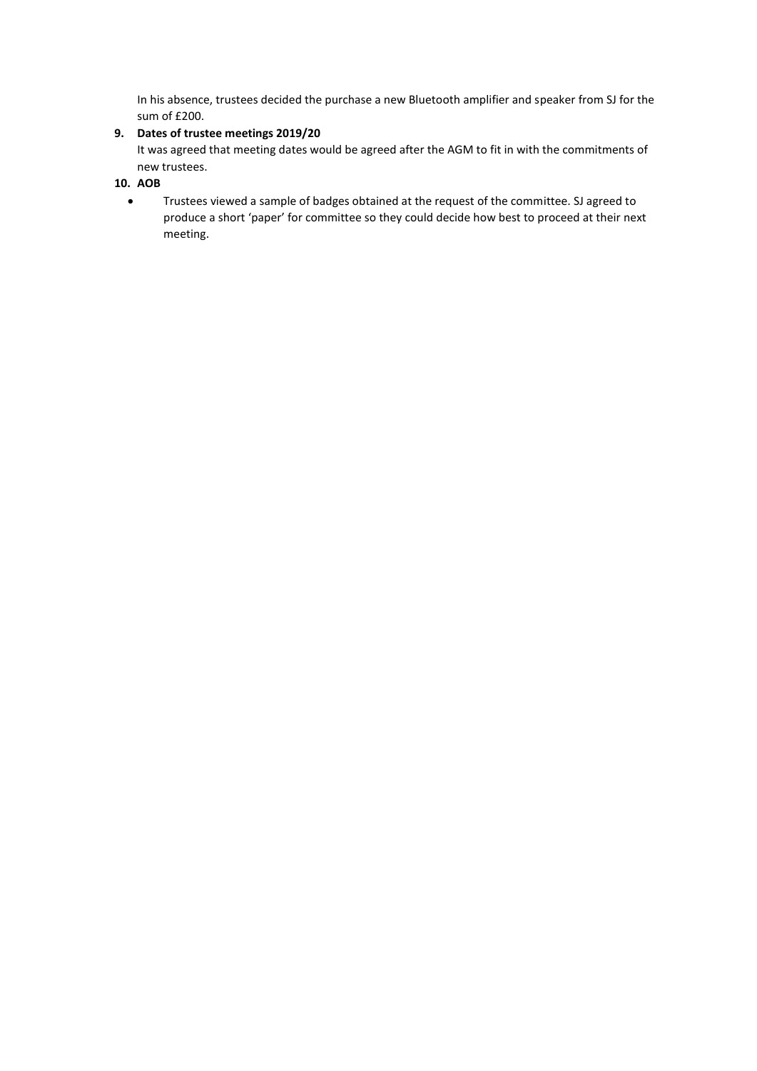In his absence, trustees decided the purchase a new Bluetooth amplifier and speaker from SJ for the sum of £200.

**9. Dates of trustee meetings 2019/20**

It was agreed that meeting dates would be agreed after the AGM to fit in with the commitments of new trustees.

**10. AOB**

- Trustees viewed a sample of badges obtained at the request of the committee. SJ agreed to produce a short 'paper' for committee so they could decide how best to proceed at their next meeting.